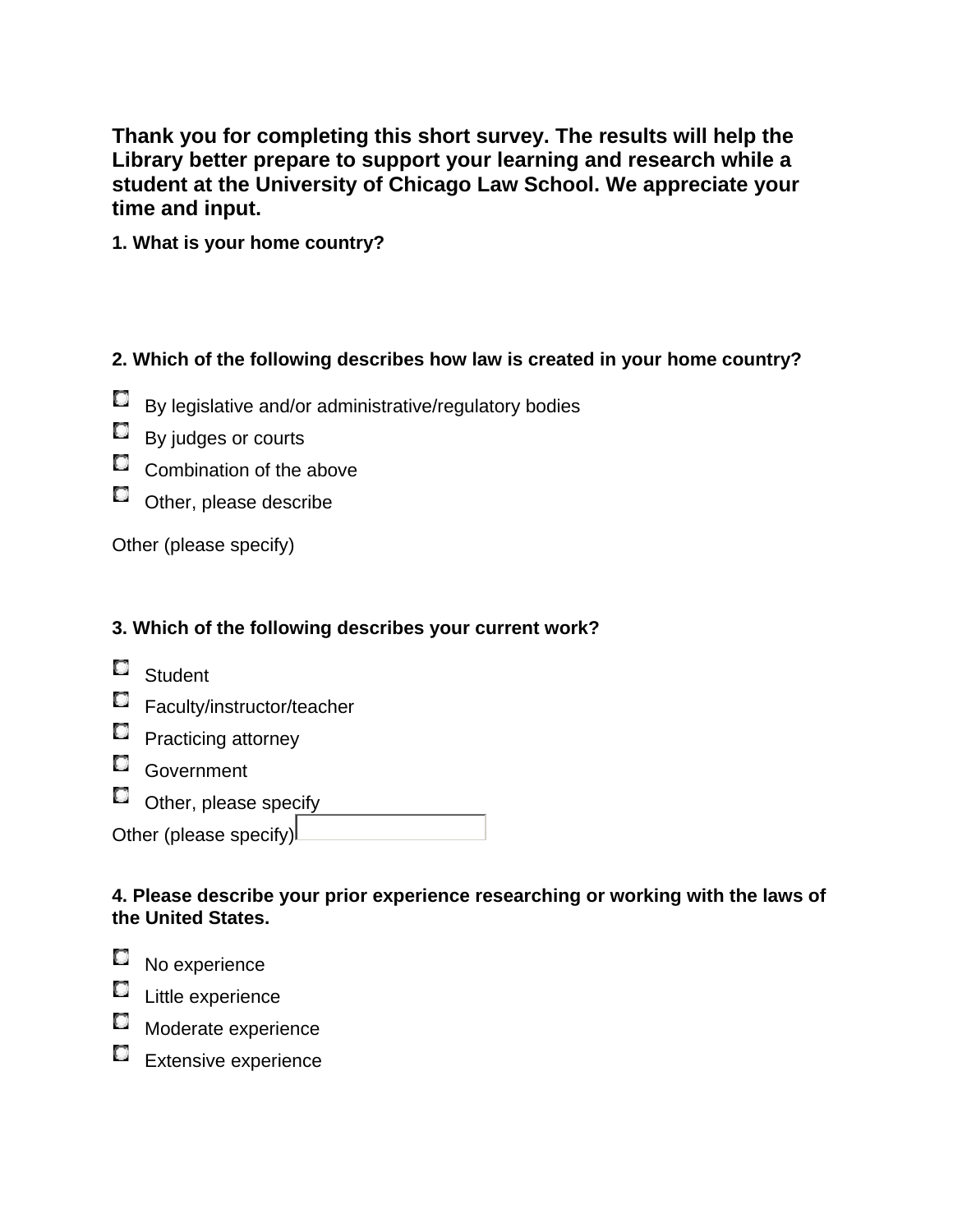**Thank you for completing this short survey. The results will help the Library better prepare to support your learning and research while a student at the University of Chicago Law School. We appreciate your time and input.**

**1. What is your home country?**

**2. Which of the following describes how law is created in your home country?**

- By legislative and/or administrative/regulatory bodies
- By judges or courts
- Combination of the above
- Other, please describe

Other (please specify)

**3. Which of the following describes your current work?**

- Student
- Faculty/instructor/teacher
- Practicing attorney
- Government
- Other, please specify

Other (please specify)

**4. Please describe your prior experience researching or working with the laws of the United States.**

- No experience
- Little experience
- Moderate experience
- Extensive experience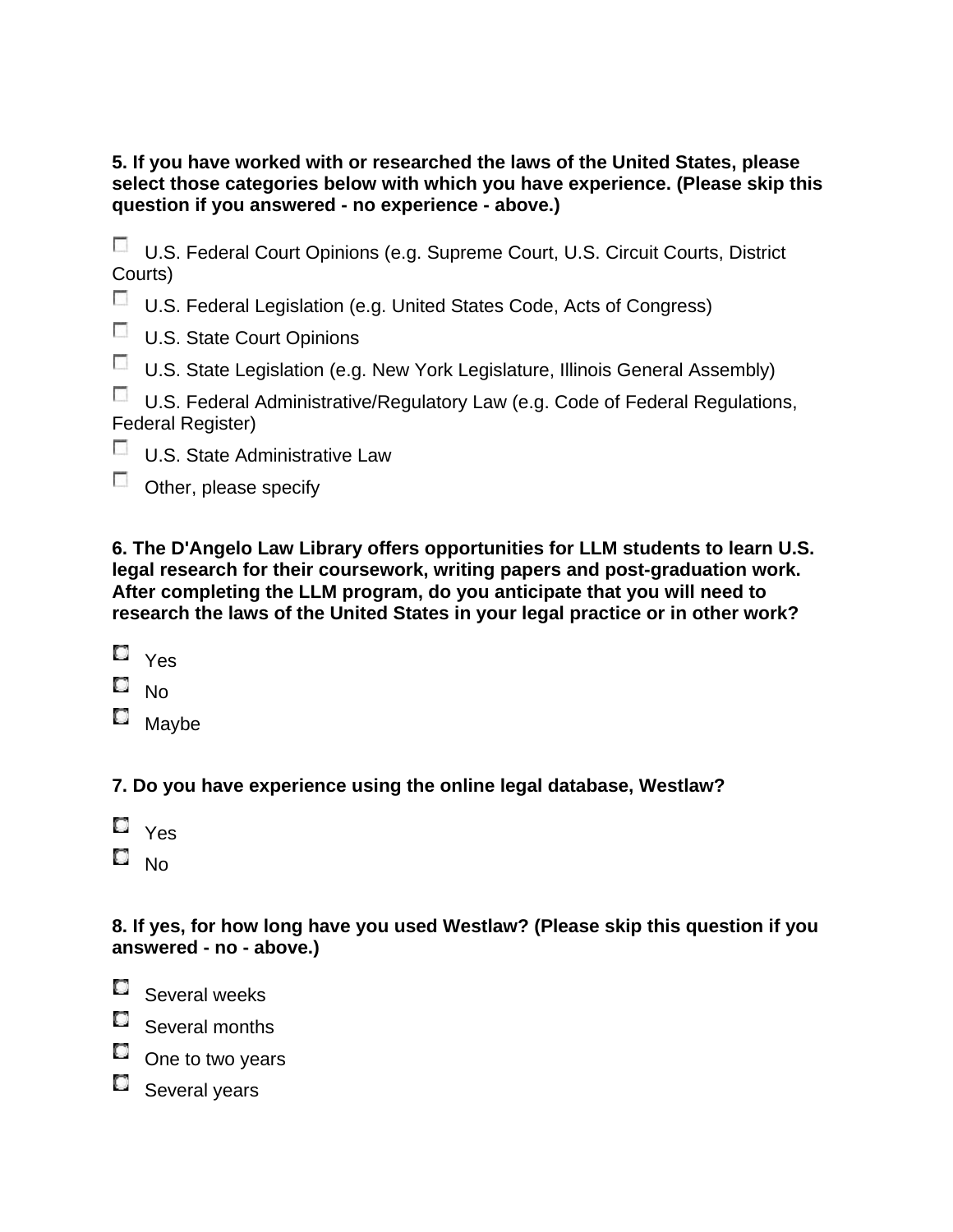**5. If you have worked with or researched the laws of the United States, please select those categories below with which you have experience. (Please skip this question if you answered - no experience - above.)**

- ☐ U.S. Federal Court Opinions (e.g. Supreme Court, U.S. Circuit Courts, District Courts)
- ☐ U.S. Federal Legislation (e.g. United States Code, Acts of Congress)
- ☐ U.S. State Court Opinions
- ☐ U.S. State Legislation (e.g. New York Legislature, Illinois General Assembly)
- ☐ U.S. Federal Administrative/Regulatory Law (e.g. Code of Federal Regulations, Federal Register)
- ☐ U.S. State Administrative Law
- ☐ Other, please specify

**6. The D'Angelo Law Library offers opportunities for LLM students to learn U.S. legal research for their coursework, writing papers and post-graduation work. After completing the LLM program, do you anticipate that you will need to research the laws of the United States in your legal practice or in other work?**

- ○ Yes
- ○ No
- ○ Maybe

**7. Do you have experience using the online legal database, Westlaw?**

- ○ Yes
- ○ No

**8. If yes, for how long have you used Westlaw? (Please skip this question if you answered - no - above.)**

- ○ Several weeks
- ○ Several months
- ○ One to two years
- ○ Several years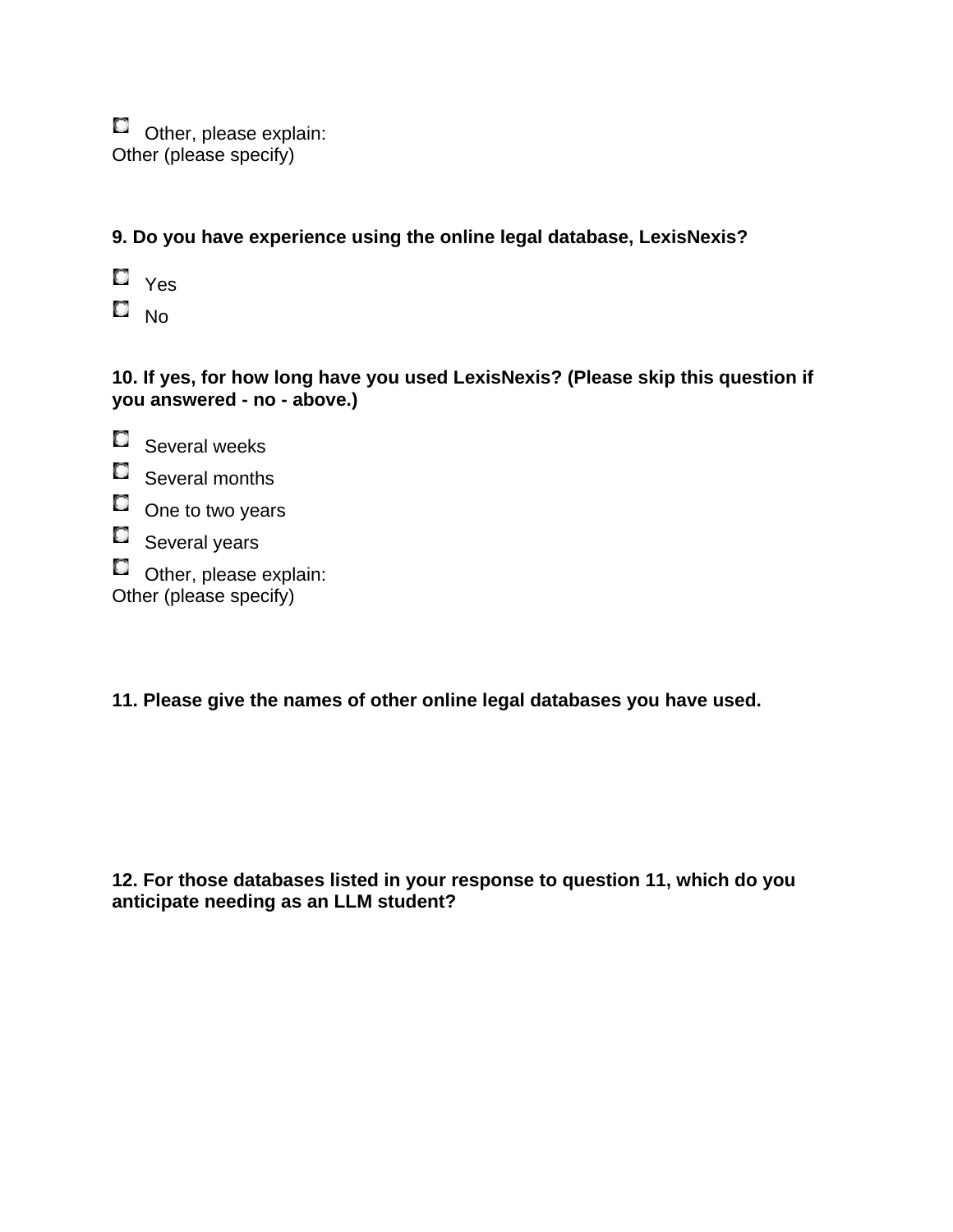- [ ] Other, please explain:

Other (please specify)

**9. Do you have experience using the online legal database, LexisNexis?**

- [ ] Yes
- [ ] No

**10. If yes, for how long have you used LexisNexis? (Please skip this question if you answered - no - above.)**

- [ ] Several weeks
- [ ] Several months
- [ ] One to two years
- [ ] Several years
- [ ] Other, please explain:

Other (please specify)

**11. Please give the names of other online legal databases you have used.**

**12. For those databases listed in your response to question 11, which do you anticipate needing as an LLM student?**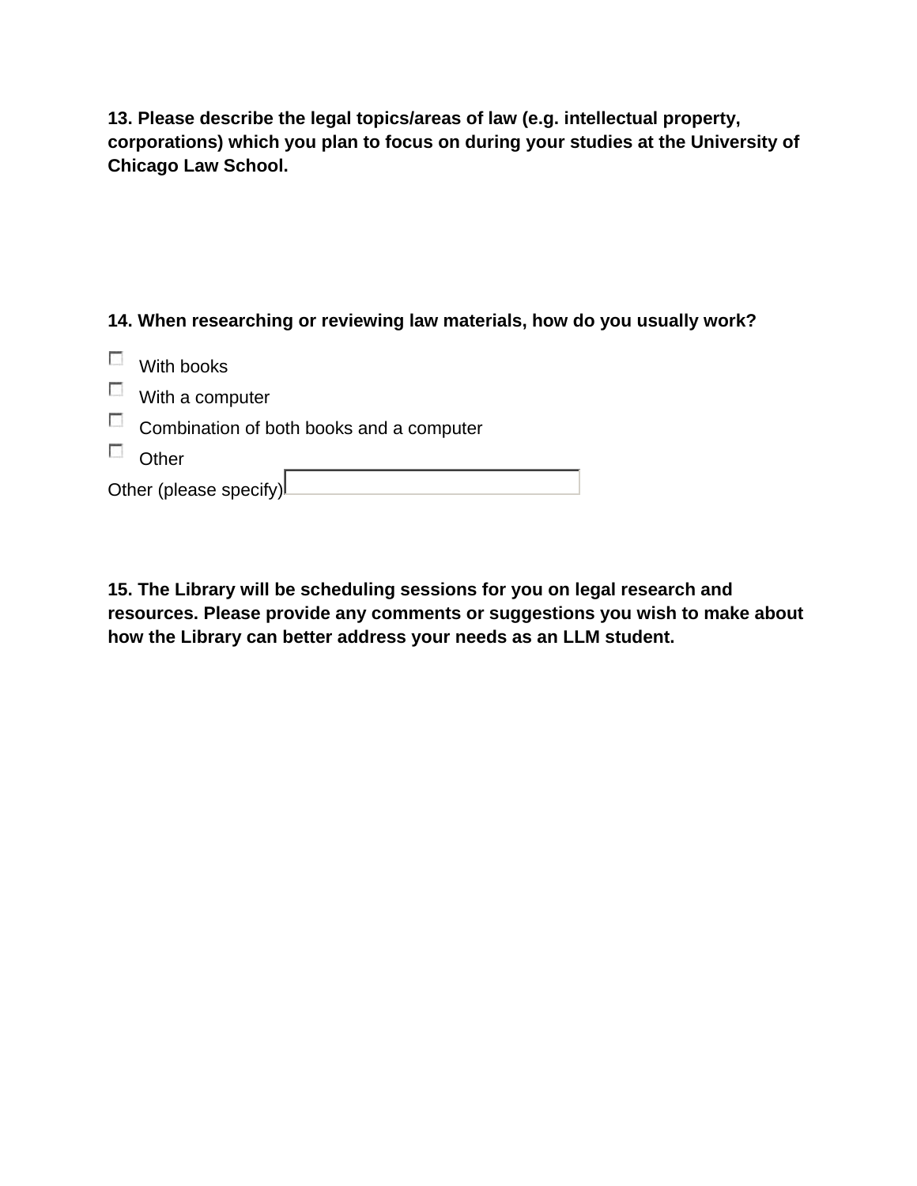**13. Please describe the legal topics/areas of law (e.g. intellectual property, corporations) which you plan to focus on during your studies at the University of Chicago Law School.**

**14. When researching or reviewing law materials, how do you usually work?**

- [ ] With books
- [ ] With a computer
- [ ] Combination of both books and a computer
- [ ] Other

Other (please specify) ____________________

**15. The Library will be scheduling sessions for you on legal research and resources. Please provide any comments or suggestions you wish to make about how the Library can better address your needs as an LLM student.**